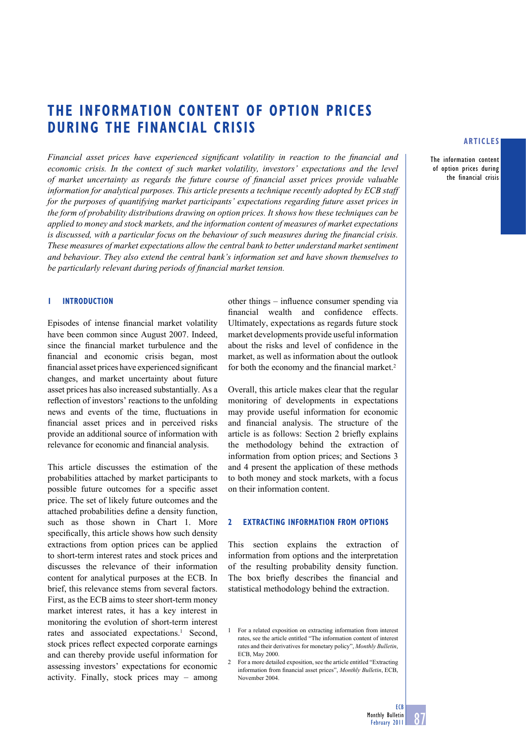# THE INFORMATION CONTENT OF OPTION PRICES DURING THE FINANCIAL CRISIS

*Financial asset prices have experienced significant volatility in reaction to the financial and economic crisis. In the context of such market volatility, investors' expectations and the level of market uncertainty as regards the future course of financial asset prices provide valuable information for analytical purposes. This article presents a technique recently adopted by ECB staff for the purposes of quantifying market participants' expectations regarding future asset prices in the form of probability distributions drawing on option prices. It shows how these techniques can be applied to money and stock markets, and the information content of measures of market expectations is discussed, with a particular focus on the behaviour of such measures during the financial crisis. These measures of market expectations allow the central bank to better understand market sentiment and behaviour. They also extend the central bank's information set and have shown themselves to be particularly relevant during periods of financial market tension.*

## 1 INTRODUCTION

Episodes of intense financial market volatility have been common since August 2007. Indeed, since the financial market turbulence and the financial and economic crisis began, most financial asset prices have experienced significant changes, and market uncertainty about future asset prices has also increased substantially. As a reflection of investors' reactions to the unfolding news and events of the time, fluctuations in financial asset prices and in perceived risks provide an additional source of information with relevance for economic and financial analysis.

This article discusses the estimation of the probabilities attached by market participants to possible future outcomes for a specific asset price. The set of likely future outcomes and the attached probabilities define a density function, such as those shown in Chart 1. More specifically, this article shows how such density extractions from option prices can be applied to short-term interest rates and stock prices and discusses the relevance of their information content for analytical purposes at the ECB. In brief, this relevance stems from several factors. First, as the ECB aims to steer short-term money market interest rates, it has a key interest in monitoring the evolution of short-term interest rates and associated expectations.[1] Second, stock prices reflect expected corporate earnings and can thereby provide useful information for assessing investors' expectations for economic activity. Finally, stock prices may – among other things – influence consumer spending via financial wealth and confidence effects. Ultimately, expectations as regards future stock market developments provide useful information about the risks and level of confidence in the market, as well as information about the outlook for both the economy and the financial market.[2]

Overall, this article makes clear that the regular monitoring of developments in expectations may provide useful information for economic and financial analysis. The structure of the article is as follows: Section 2 briefly explains the methodology behind the extraction of information from option prices; and Sections 3 and 4 present the application of these methods to both money and stock markets, with a focus on their information content.

## 2 EXTRACTING INFORMATION FROM OPTIONS

This section explains the extraction of information from options and the interpretation of the resulting probability density function. The box briefly describes the financial and statistical methodology behind the extraction.

1 For a related exposition on extracting information from interest rates, see the article entitled "The information content of interest rates and their derivatives for monetary policy", *Monthly Bulletin*, ECB, May 2000.

2 For a more detailed exposition, see the article entitled "Extracting information from financial asset prices", *Monthly Bulletin*, ECB, November 2004.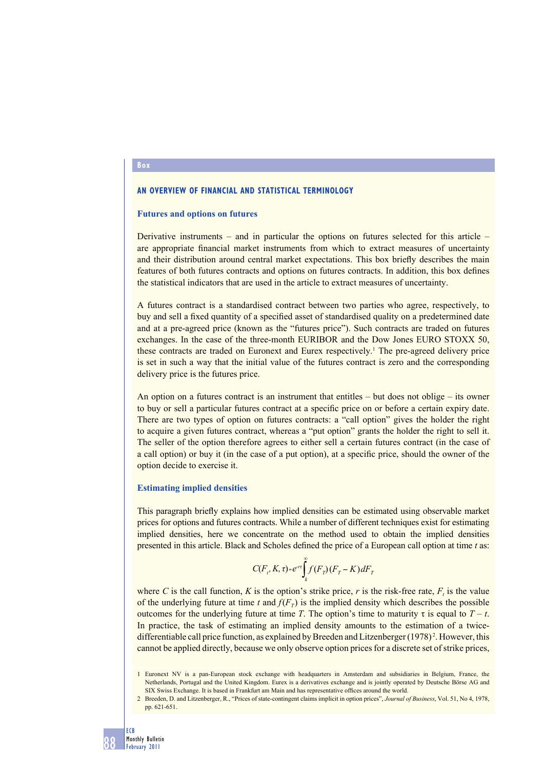Box

## AN OVERVIEW OF FINANCIAL AND STATISTICAL TERMINOLOGY

### Futures and options on futures

Derivative instruments – and in particular the options on futures selected for this article – are appropriate financial market instruments from which to extract measures of uncertainty and their distribution around central market expectations. This box briefly describes the main features of both futures contracts and options on futures contracts. In addition, this box defines the statistical indicators that are used in the article to extract measures of uncertainty.

A futures contract is a standardised contract between two parties who agree, respectively, to buy and sell a fixed quantity of a specified asset of standardised quality on a predetermined date and at a pre-agreed price (known as the "futures price"). Such contracts are traded on futures exchanges. In the case of the three-month EURIBOR and the Dow Jones EURO STOXX 50, these contracts are traded on Euronext and Eurex respectively.[1] The pre-agreed delivery price is set in such a way that the initial value of the futures contract is zero and the corresponding delivery price is the futures price.

An option on a futures contract is an instrument that entitles – but does not oblige – its owner to buy or sell a particular futures contract at a specific price on or before a certain expiry date. There are two types of option on futures contracts: a "call option" gives the holder the right to acquire a given futures contract, whereas a "put option" grants the holder the right to sell it. The seller of the option therefore agrees to either sell a certain futures contract (in the case of a call option) or buy it (in the case of a put option), at a specific price, should the owner of the option decide to exercise it.

### Estimating implied densities

This paragraph briefly explains how implied densities can be estimated using observable market prices for options and futures contracts. While a number of different techniques exist for estimating implied densities, here we concentrate on the method used to obtain the implied densities presented in this article. Black and Scholes defined the price of a European call option at time $t$ as:

$$C(F_t, K, \tau) = e^{-r\tau} \int_k^{\infty} f(F_T)(F_T - K)\, dF_T$$

where $C$ is the call function, $K$ is the option's strike price, $r$ is the risk-free rate, $F_t$ is the value of the underlying future at time $t$ and $f(F_T)$ is the implied density which describes the possible outcomes for the underlying future at time $T$. The option's time to maturity $\tau$ is equal to $T - t$. In practice, the task of estimating an implied density amounts to the estimation of a twice-differentiable call price function, as explained by Breeden and Litzenberger (1978)[2]. However, this cannot be applied directly, because we only observe option prices for a discrete set of strike prices,

1 Euronext NV is a pan-European stock exchange with headquarters in Amsterdam and subsidiaries in Belgium, France, the Netherlands, Portugal and the United Kingdom. Eurex is a derivatives exchange and is jointly operated by Deutsche Börse AG and SIX Swiss Exchange. It is based in Frankfurt am Main and has representative offices around the world.

2 Breeden, D. and Litzenberger, R., "Prices of state-contingent claims implicit in option prices", *Journal of Business*, Vol. 51, No 4, 1978, pp. 621-651.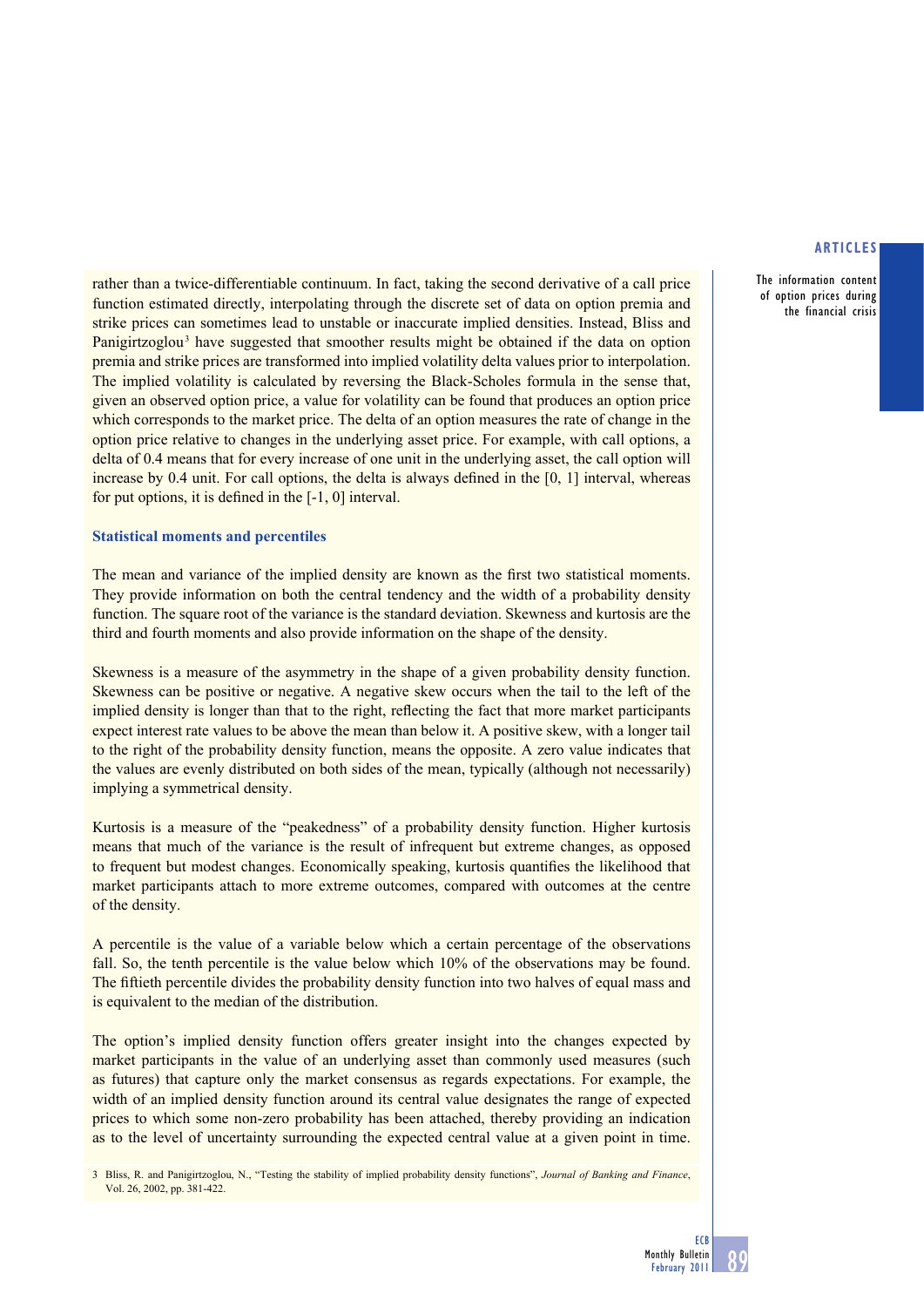rather than a twice-differentiable continuum. In fact, taking the second derivative of a call price function estimated directly, interpolating through the discrete set of data on option premia and strike prices can sometimes lead to unstable or inaccurate implied densities. Instead, Bliss and Panigirtzoglou[3] have suggested that smoother results might be obtained if the data on option premia and strike prices are transformed into implied volatility delta values prior to interpolation. The implied volatility is calculated by reversing the Black-Scholes formula in the sense that, given an observed option price, a value for volatility can be found that produces an option price which corresponds to the market price. The delta of an option measures the rate of change in the option price relative to changes in the underlying asset price. For example, with call options, a delta of 0.4 means that for every increase of one unit in the underlying asset, the call option will increase by 0.4 unit. For call options, the delta is always defined in the [0, 1] interval, whereas for put options, it is defined in the [-1, 0] interval.

### Statistical moments and percentiles

The mean and variance of the implied density are known as the first two statistical moments. They provide information on both the central tendency and the width of a probability density function. The square root of the variance is the standard deviation. Skewness and kurtosis are the third and fourth moments and also provide information on the shape of the density.

Skewness is a measure of the asymmetry in the shape of a given probability density function. Skewness can be positive or negative. A negative skew occurs when the tail to the left of the implied density is longer than that to the right, reflecting the fact that more market participants expect interest rate values to be above the mean than below it. A positive skew, with a longer tail to the right of the probability density function, means the opposite. A zero value indicates that the values are evenly distributed on both sides of the mean, typically (although not necessarily) implying a symmetrical density.

Kurtosis is a measure of the "peakedness" of a probability density function. Higher kurtosis means that much of the variance is the result of infrequent but extreme changes, as opposed to frequent but modest changes. Economically speaking, kurtosis quantifies the likelihood that market participants attach to more extreme outcomes, compared with outcomes at the centre of the density.

A percentile is the value of a variable below which a certain percentage of the observations fall. So, the tenth percentile is the value below which 10% of the observations may be found. The fiftieth percentile divides the probability density function into two halves of equal mass and is equivalent to the median of the distribution.

The option's implied density function offers greater insight into the changes expected by market participants in the value of an underlying asset than commonly used measures (such as futures) that capture only the market consensus as regards expectations. For example, the width of an implied density function around its central value designates the range of expected prices to which some non-zero probability has been attached, thereby providing an indication as to the level of uncertainty surrounding the expected central value at a given point in time.

3 Bliss, R. and Panigirtzoglou, N., "Testing the stability of implied probability density functions", *Journal of Banking and Finance*, Vol. 26, 2002, pp. 381-422.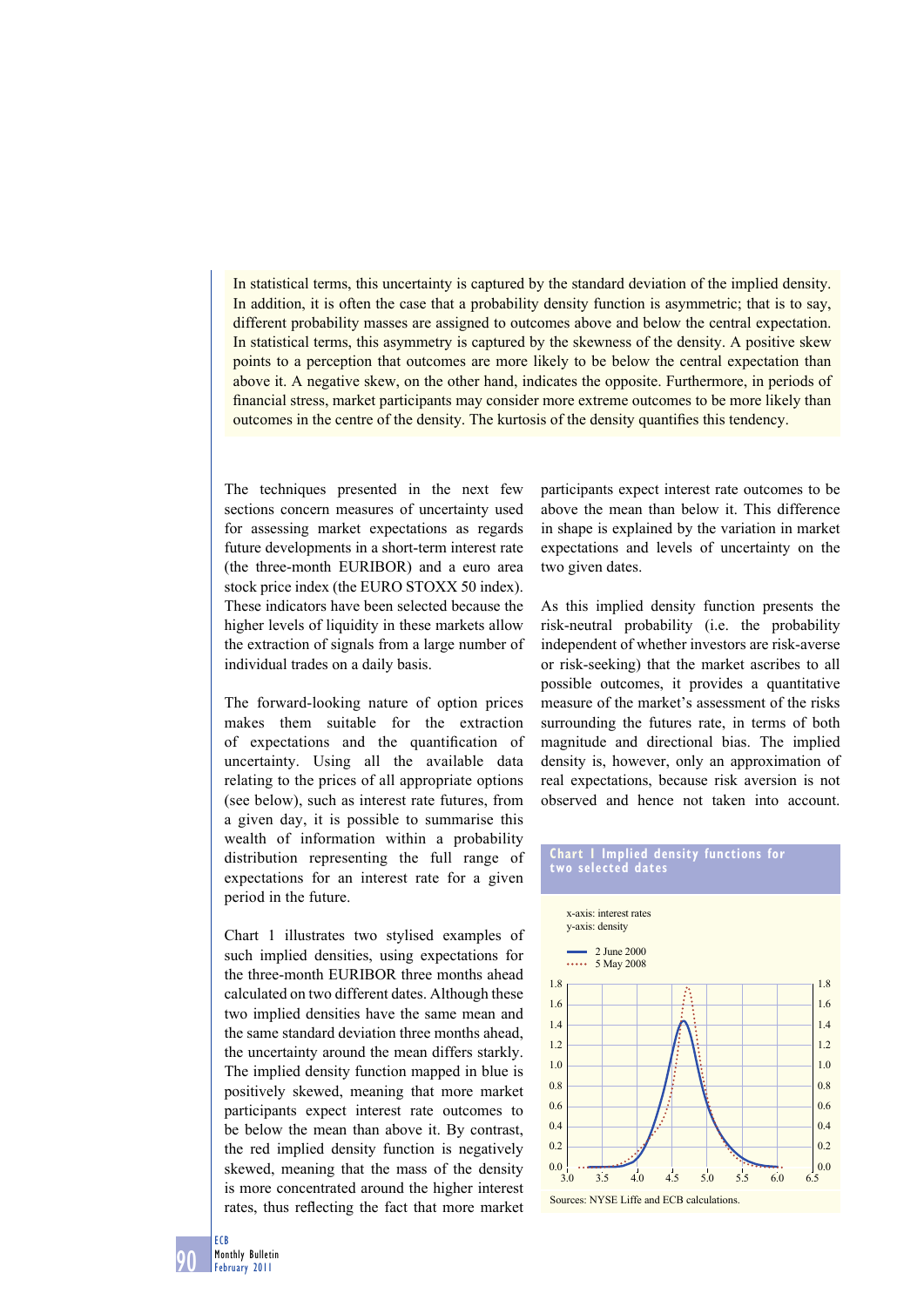In statistical terms, this uncertainty is captured by the standard deviation of the implied density. In addition, it is often the case that a probability density function is asymmetric; that is to say, different probability masses are assigned to outcomes above and below the central expectation. In statistical terms, this asymmetry is captured by the skewness of the density. A positive skew points to a perception that outcomes are more likely to be below the central expectation than above it. A negative skew, on the other hand, indicates the opposite. Furthermore, in periods of financial stress, market participants may consider more extreme outcomes to be more likely than outcomes in the centre of the density. The kurtosis of the density quantifies this tendency.

The techniques presented in the next few sections concern measures of uncertainty used for assessing market expectations as regards future developments in a short-term interest rate (the three-month EURIBOR) and a euro area stock price index (the EURO STOXX 50 index). These indicators have been selected because the higher levels of liquidity in these markets allow the extraction of signals from a large number of individual trades on a daily basis.

The forward-looking nature of option prices makes them suitable for the extraction of expectations and the quantification of uncertainty. Using all the available data relating to the prices of all appropriate options (see below), such as interest rate futures, from a given day, it is possible to summarise this wealth of information within a probability distribution representing the full range of expectations for an interest rate for a given period in the future.

Chart 1 illustrates two stylised examples of such implied densities, using expectations for the three-month EURIBOR three months ahead calculated on two different dates. Although these two implied densities have the same mean and the same standard deviation three months ahead, the uncertainty around the mean differs starkly. The implied density function mapped in blue is positively skewed, meaning that more market participants expect interest rate outcomes to be below the mean than above it. By contrast, the red implied density function is negatively skewed, meaning that the mass of the density is more concentrated around the higher interest rates, thus reflecting the fact that more market participants expect interest rate outcomes to be above the mean than below it. This difference in shape is explained by the variation in market expectations and levels of uncertainty on the two given dates.

As this implied density function presents the risk-neutral probability (i.e. the probability independent of whether investors are risk-averse or risk-seeking) that the market ascribes to all possible outcomes, it provides a quantitative measure of the market's assessment of the risks surrounding the futures rate, in terms of both magnitude and directional bias. The implied density is, however, only an approximation of real expectations, because risk aversion is not observed and hence not taken into account.

**Chart 1 Implied density functions for two selected dates**

x-axis: interest rates
y-axis: density

— 2 June 2000
······ 5 May 2008

Sources: NYSE Liffe and ECB calculations.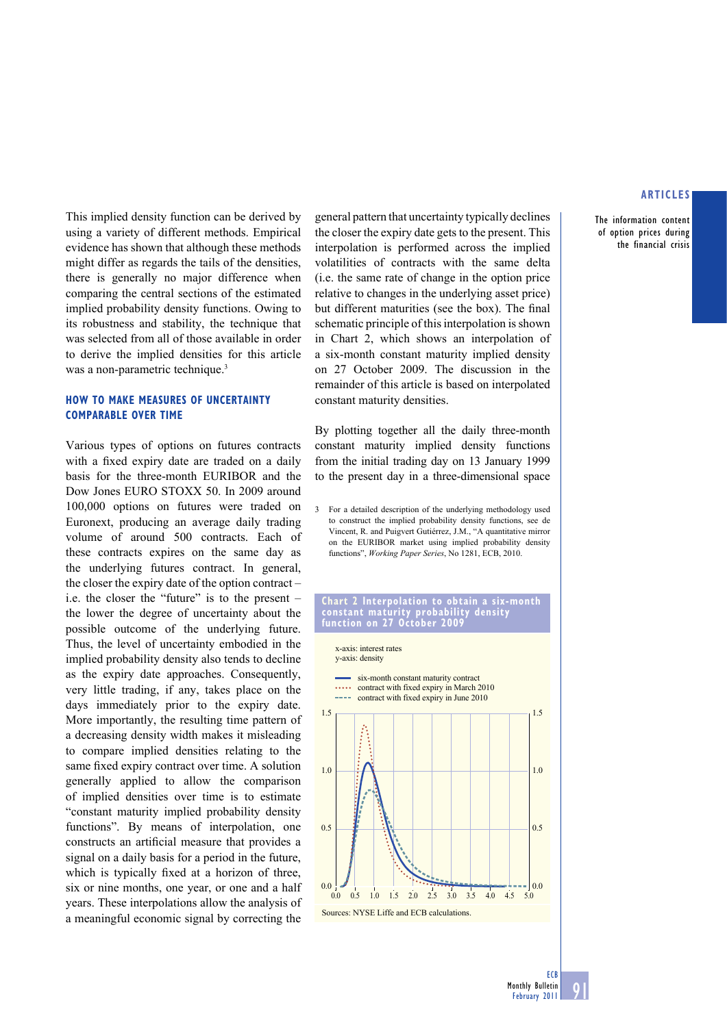This implied density function can be derived by using a variety of different methods. Empirical evidence has shown that although these methods might differ as regards the tails of the densities, there is generally no major difference when comparing the central sections of the estimated implied probability density functions. Owing to its robustness and stability, the technique that was selected from all of those available in order to derive the implied densities for this article was a non-parametric technique.[3]

## HOW TO MAKE MEASURES OF UNCERTAINTY COMPARABLE OVER TIME

Various types of options on futures contracts with a fixed expiry date are traded on a daily basis for the three-month EURIBOR and the Dow Jones EURO STOXX 50. In 2009 around 100,000 options on futures were traded on Euronext, producing an average daily trading volume of around 500 contracts. Each of these contracts expires on the same day as the underlying futures contract. In general, the closer the expiry date of the option contract – i.e. the closer the "future" is to the present – the lower the degree of uncertainty about the possible outcome of the underlying future. Thus, the level of uncertainty embodied in the implied probability density also tends to decline as the expiry date approaches. Consequently, very little trading, if any, takes place on the days immediately prior to the expiry date. More importantly, the resulting time pattern of a decreasing density width makes it misleading to compare implied densities relating to the same fixed expiry contract over time. A solution generally applied to allow the comparison of implied densities over time is to estimate "constant maturity implied probability density functions". By means of interpolation, one constructs an artificial measure that provides a signal on a daily basis for a period in the future, which is typically fixed at a horizon of three, six or nine months, one year, or one and a half years. These interpolations allow the analysis of a meaningful economic signal by correcting the general pattern that uncertainty typically declines the closer the expiry date gets to the present. This interpolation is performed across the implied volatilities of contracts with the same delta (i.e. the same rate of change in the option price relative to changes in the underlying asset price) but different maturities (see the box). The final schematic principle of this interpolation is shown in Chart 2, which shows an interpolation of a six-month constant maturity implied density on 27 October 2009. The discussion in the remainder of this article is based on interpolated constant maturity densities.

By plotting together all the daily three-month constant maturity implied density functions from the initial trading day on 13 January 1999 to the present day in a three-dimensional space

3 For a detailed description of the underlying methodology used to construct the implied probability density functions, see de Vincent, R. and Puigvert Gutiérrez, J.M., "A quantitative mirror on the EURIBOR market using implied probability density functions", *Working Paper Series*, No 1281, ECB, 2010.

**Chart 2 Interpolation to obtain a six-month constant maturity probability density function on 27 October 2009**

x-axis: interest rates
y-axis: density

- six-month constant maturity contract
- contract with fixed expiry in March 2010
- contract with fixed expiry in June 2010

Sources: NYSE Liffe and ECB calculations.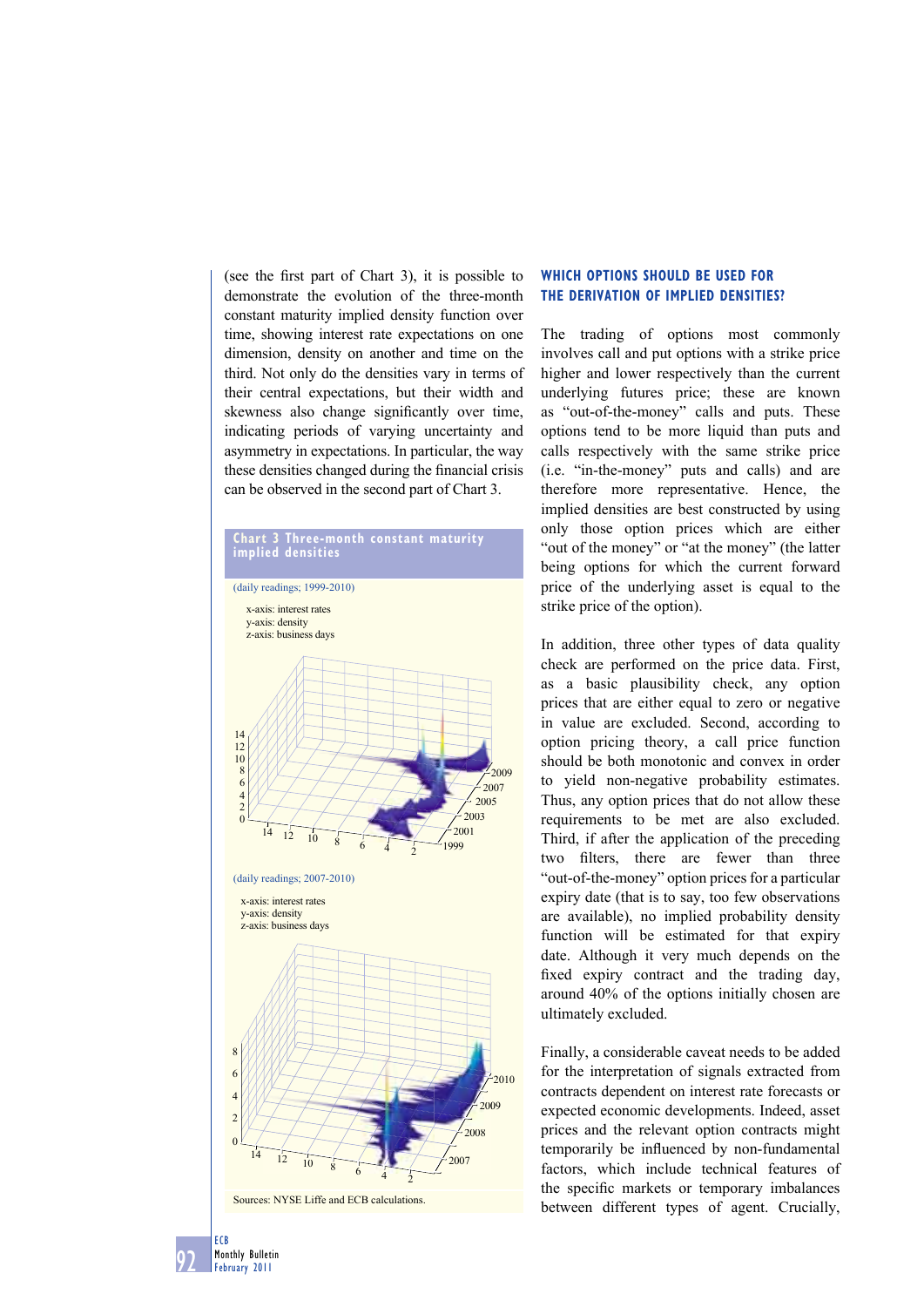(see the first part of Chart 3), it is possible to demonstrate the evolution of the three-month constant maturity implied density function over time, showing interest rate expectations on one dimension, density on another and time on the third. Not only do the densities vary in terms of their central expectations, but their width and skewness also change significantly over time, indicating periods of varying uncertainty and asymmetry in expectations. In particular, the way these densities changed during the financial crisis can be observed in the second part of Chart 3.

**Chart 3 Three-month constant maturity implied densities**

(daily readings; 1999-2010)

x-axis: interest rates
y-axis: density
z-axis: business days

(daily readings; 2007-2010)

x-axis: interest rates
y-axis: density
z-axis: business days

Sources: NYSE Liffe and ECB calculations.

## WHICH OPTIONS SHOULD BE USED FOR THE DERIVATION OF IMPLIED DENSITIES?

The trading of options most commonly involves call and put options with a strike price higher and lower respectively than the current underlying futures price; these are known as "out-of-the-money" calls and puts. These options tend to be more liquid than puts and calls respectively with the same strike price (i.e. "in-the-money" puts and calls) and are therefore more representative. Hence, the implied densities are best constructed by using only those option prices which are either "out of the money" or "at the money" (the latter being options for which the current forward price of the underlying asset is equal to the strike price of the option).

In addition, three other types of data quality check are performed on the price data. First, as a basic plausibility check, any option prices that are either equal to zero or negative in value are excluded. Second, according to option pricing theory, a call price function should be both monotonic and convex in order to yield non-negative probability estimates. Thus, any option prices that do not allow these requirements to be met are also excluded. Third, if after the application of the preceding two filters, there are fewer than three "out-of-the-money" option prices for a particular expiry date (that is to say, too few observations are available), no implied probability density function will be estimated for that expiry date. Although it very much depends on the fixed expiry contract and the trading day, around 40% of the options initially chosen are ultimately excluded.

Finally, a considerable caveat needs to be added for the interpretation of signals extracted from contracts dependent on interest rate forecasts or expected economic developments. Indeed, asset prices and the relevant option contracts might temporarily be influenced by non-fundamental factors, which include technical features of the specific markets or temporary imbalances between different types of agent. Crucially,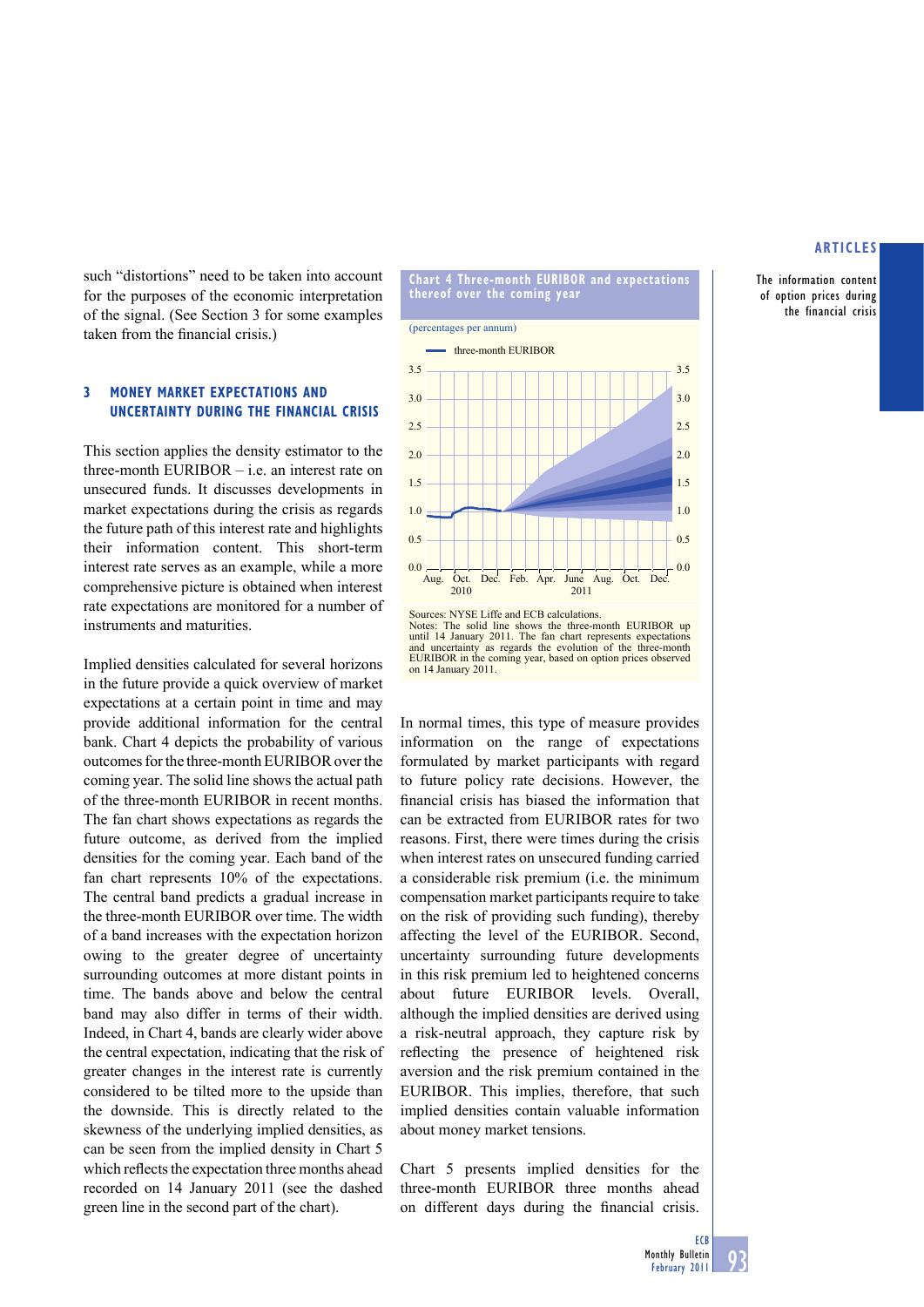such "distortions" need to be taken into account for the purposes of the economic interpretation of the signal. (See Section 3 for some examples taken from the financial crisis.)

## 3 MONEY MARKET EXPECTATIONS AND UNCERTAINTY DURING THE FINANCIAL CRISIS

This section applies the density estimator to the three-month EURIBOR – i.e. an interest rate on unsecured funds. It discusses developments in market expectations during the crisis as regards the future path of this interest rate and highlights their information content. This short-term interest rate serves as an example, while a more comprehensive picture is obtained when interest rate expectations are monitored for a number of instruments and maturities.

Implied densities calculated for several horizons in the future provide a quick overview of market expectations at a certain point in time and may provide additional information for the central bank. Chart 4 depicts the probability of various outcomes for the three-month EURIBOR over the coming year. The solid line shows the actual path of the three-month EURIBOR in recent months. The fan chart shows expectations as regards the future outcome, as derived from the implied densities for the coming year. Each band of the fan chart represents 10% of the expectations. The central band predicts a gradual increase in the three-month EURIBOR over time. The width of a band increases with the expectation horizon owing to the greater degree of uncertainty surrounding outcomes at more distant points in time. The bands above and below the central band may also differ in terms of their width. Indeed, in Chart 4, bands are clearly wider above the central expectation, indicating that the risk of greater changes in the interest rate is currently considered to be tilted more to the upside than the downside. This is directly related to the skewness of the underlying implied densities, as can be seen from the implied density in Chart 5 which reflects the expectation three months ahead recorded on 14 January 2011 (see the dashed green line in the second part of the chart).

**Chart 4 Three-month EURIBOR and expectations thereof over the coming year**

(percentages per annum)

Sources: NYSE Liffe and ECB calculations.
Notes: The solid line shows the three-month EURIBOR up until 14 January 2011. The fan chart represents expectations and uncertainty as regards the evolution of the three-month EURIBOR in the coming year, based on option prices observed on 14 January 2011.

In normal times, this type of measure provides information on the range of expectations formulated by market participants with regard to future policy rate decisions. However, the financial crisis has biased the information that can be extracted from EURIBOR rates for two reasons. First, there were times during the crisis when interest rates on unsecured funding carried a considerable risk premium (i.e. the minimum compensation market participants require to take on the risk of providing such funding), thereby affecting the level of the EURIBOR. Second, uncertainty surrounding future developments in this risk premium led to heightened concerns about future EURIBOR levels. Overall, although the implied densities are derived using a risk-neutral approach, they capture risk by reflecting the presence of heightened risk aversion and the risk premium contained in the EURIBOR. This implies, therefore, that such implied densities contain valuable information about money market tensions.

Chart 5 presents implied densities for the three-month EURIBOR three months ahead on different days during the financial crisis.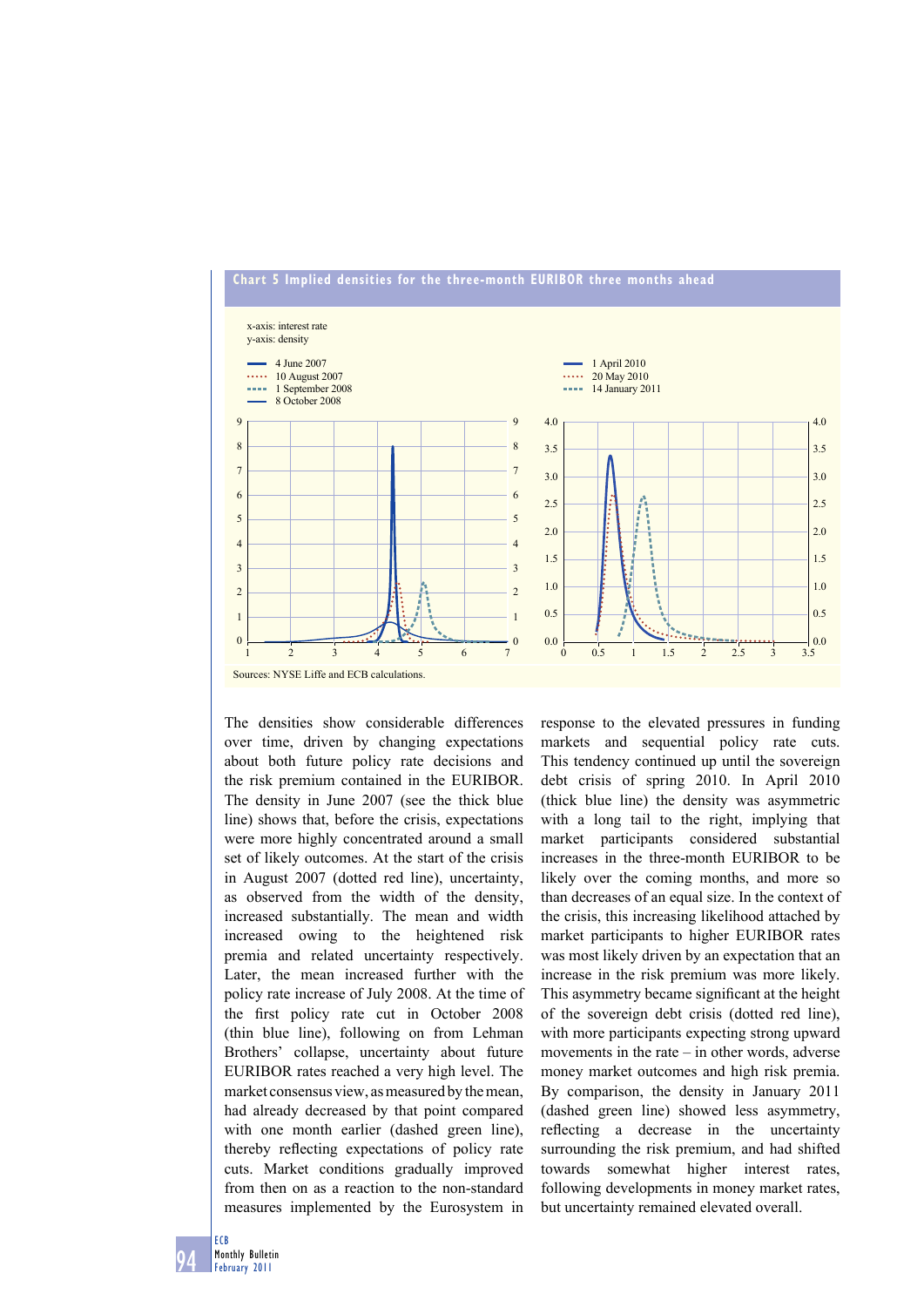**Chart 5 Implied densities for the three-month EURIBOR three months ahead**

x-axis: interest rate
y-axis: density

- 4 June 2007
- 10 August 2007
- 1 September 2008
- 8 October 2008

- 1 April 2010
- 20 May 2010
- 14 January 2011

Sources: NYSE Liffe and ECB calculations.

The densities show considerable differences over time, driven by changing expectations about both future policy rate decisions and the risk premium contained in the EURIBOR. The density in June 2007 (see the thick blue line) shows that, before the crisis, expectations were more highly concentrated around a small set of likely outcomes. At the start of the crisis in August 2007 (dotted red line), uncertainty, as observed from the width of the density, increased substantially. The mean and width increased owing to the heightened risk premia and related uncertainty respectively. Later, the mean increased further with the policy rate increase of July 2008. At the time of the first policy rate cut in October 2008 (thin blue line), following on from Lehman Brothers' collapse, uncertainty about future EURIBOR rates reached a very high level. The market consensus view, as measured by the mean, had already decreased by that point compared with one month earlier (dashed green line), thereby reflecting expectations of policy rate cuts. Market conditions gradually improved from then on as a reaction to the non-standard measures implemented by the Eurosystem in response to the elevated pressures in funding markets and sequential policy rate cuts. This tendency continued up until the sovereign debt crisis of spring 2010. In April 2010 (thick blue line) the density was asymmetric with a long tail to the right, implying that market participants considered substantial increases in the three-month EURIBOR to be likely over the coming months, and more so than decreases of an equal size. In the context of the crisis, this increasing likelihood attached by market participants to higher EURIBOR rates was most likely driven by an expectation that an increase in the risk premium was more likely. This asymmetry became significant at the height of the sovereign debt crisis (dotted red line), with more participants expecting strong upward movements in the rate – in other words, adverse money market outcomes and high risk premia. By comparison, the density in January 2011 (dashed green line) showed less asymmetry, reflecting a decrease in the uncertainty surrounding the risk premium, and had shifted towards somewhat higher interest rates, following developments in money market rates, but uncertainty remained elevated overall.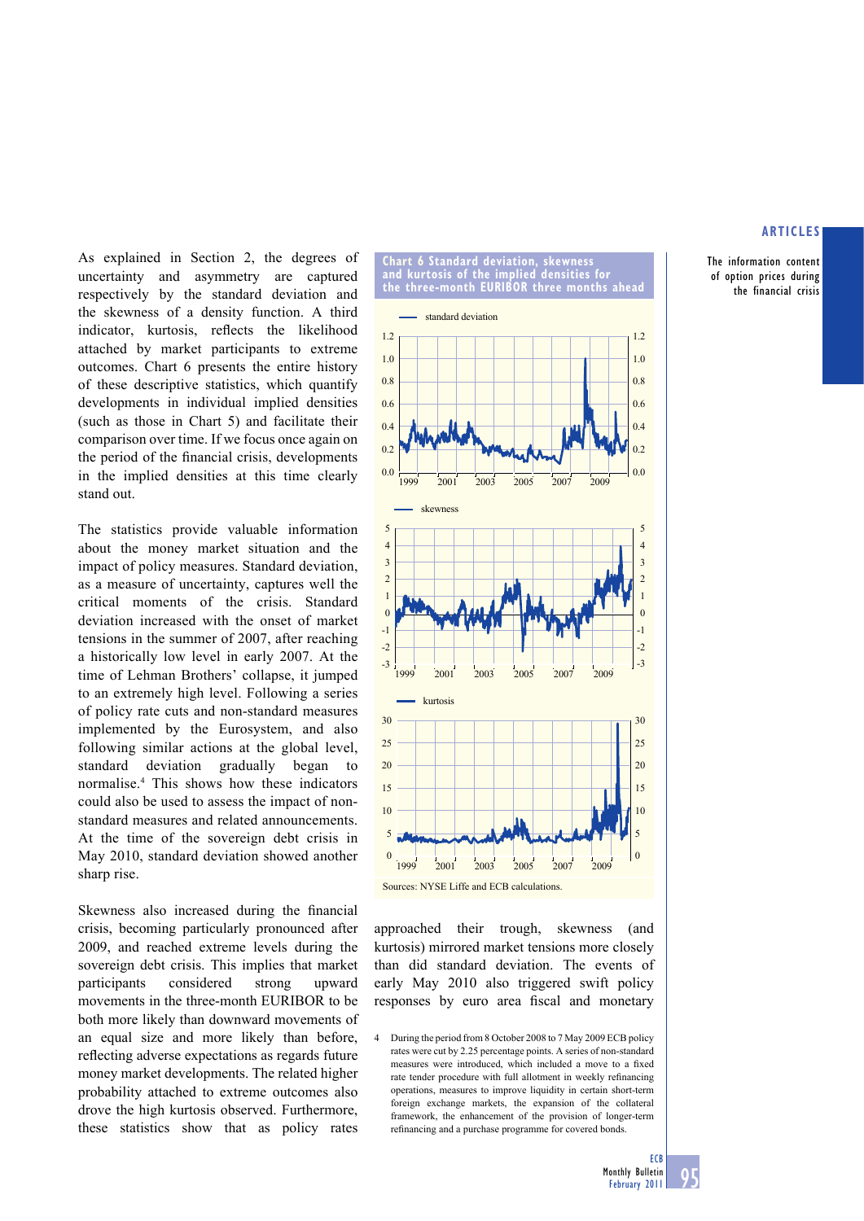As explained in Section 2, the degrees of uncertainty and asymmetry are captured respectively by the standard deviation and the skewness of a density function. A third indicator, kurtosis, reflects the likelihood attached by market participants to extreme outcomes. Chart 6 presents the entire history of these descriptive statistics, which quantify developments in individual implied densities (such as those in Chart 5) and facilitate their comparison over time. If we focus once again on the period of the financial crisis, developments in the implied densities at this time clearly stand out.

The statistics provide valuable information about the money market situation and the impact of policy measures. Standard deviation, as a measure of uncertainty, captures well the critical moments of the crisis. Standard deviation increased with the onset of market tensions in the summer of 2007, after reaching a historically low level in early 2007. At the time of Lehman Brothers' collapse, it jumped to an extremely high level. Following a series of policy rate cuts and non-standard measures implemented by the Eurosystem, and also following similar actions at the global level, standard deviation gradually began to normalise.[4] This shows how these indicators could also be used to assess the impact of non-standard measures and related announcements. At the time of the sovereign debt crisis in May 2010, standard deviation showed another sharp rise.

Skewness also increased during the financial crisis, becoming particularly pronounced after 2009, and reached extreme levels during the sovereign debt crisis. This implies that market participants considered strong upward movements in the three-month EURIBOR to be both more likely than downward movements of an equal size and more likely than before, reflecting adverse expectations as regards future money market developments. The related higher probability attached to extreme outcomes also drove the high kurtosis observed. Furthermore, these statistics show that as policy rates approached their trough, skewness (and kurtosis) mirrored market tensions more closely than did standard deviation. The events of early May 2010 also triggered swift policy responses by euro area fiscal and monetary

**Chart 6 Standard deviation, skewness and kurtosis of the implied densities for the three-month EURIBOR three months ahead**

Sources: NYSE Liffe and ECB calculations.

4 During the period from 8 October 2008 to 7 May 2009 ECB policy rates were cut by 2.25 percentage points. A series of non-standard measures were introduced, which included a move to a fixed rate tender procedure with full allotment in weekly refinancing operations, measures to improve liquidity in certain short-term foreign exchange markets, the expansion of the collateral framework, the enhancement of the provision of longer-term refinancing and a purchase programme for covered bonds.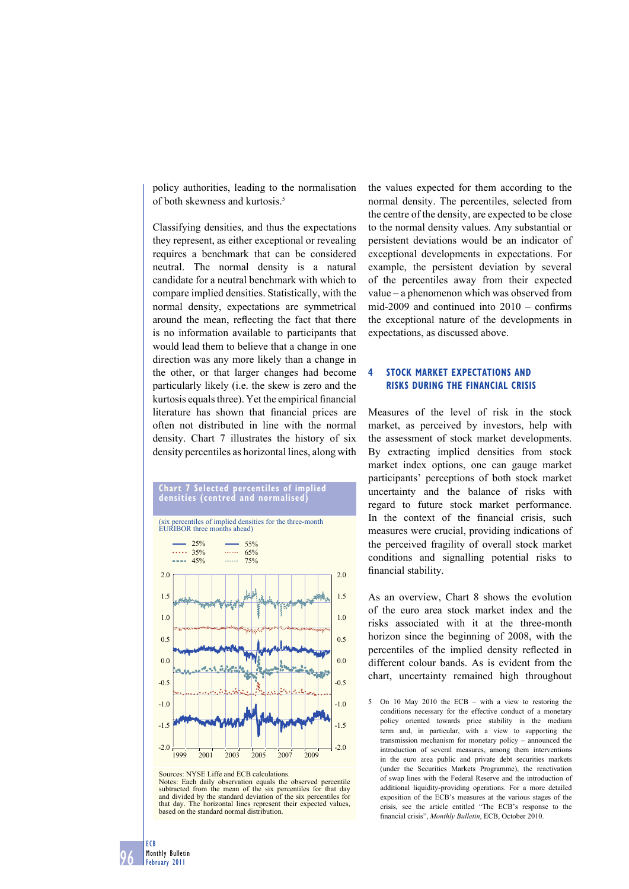policy authorities, leading to the normalisation of both skewness and kurtosis.[5]

Classifying densities, and thus the expectations they represent, as either exceptional or revealing requires a benchmark that can be considered neutral. The normal density is a natural candidate for a neutral benchmark with which to compare implied densities. Statistically, with the normal density, expectations are symmetrical around the mean, reflecting the fact that there is no information available to participants that would lead them to believe that a change in one direction was any more likely than a change in the other, or that larger changes had become particularly likely (i.e. the skew is zero and the kurtosis equals three). Yet the empirical financial literature has shown that financial prices are often not distributed in line with the normal density. Chart 7 illustrates the history of six density percentiles as horizontal lines, along with the values expected for them according to the normal density. The percentiles, selected from the centre of the density, are expected to be close to the normal density values. Any substantial or persistent deviations would be an indicator of exceptional developments in expectations. For example, the persistent deviation by several of the percentiles away from their expected value – a phenomenon which was observed from mid-2009 and continued into 2010 – confirms the exceptional nature of the developments in expectations, as discussed above.

**Chart 7 Selected percentiles of implied densities (centred and normalised)**

(six percentiles of implied densities for the three-month EURIBOR three months ahead)

Sources: NYSE Liffe and ECB calculations.
Notes: Each daily observation equals the observed percentile subtracted from the mean of the six percentiles for that day and divided by the standard deviation of the six percentiles for that day. The horizontal lines represent their expected values, based on the standard normal distribution.

## 4 STOCK MARKET EXPECTATIONS AND RISKS DURING THE FINANCIAL CRISIS

Measures of the level of risk in the stock market, as perceived by investors, help with the assessment of stock market developments. By extracting implied densities from stock market index options, one can gauge market participants' perceptions of both stock market uncertainty and the balance of risks with regard to future stock market performance. In the context of the financial crisis, such measures were crucial, providing indications of the perceived fragility of overall stock market conditions and signalling potential risks to financial stability.

As an overview, Chart 8 shows the evolution of the euro area stock market index and the risks associated with it at the three-month horizon since the beginning of 2008, with the percentiles of the implied density reflected in different colour bands. As is evident from the chart, uncertainty remained high throughout

5 On 10 May 2010 the ECB – with a view to restoring the conditions necessary for the effective conduct of a monetary policy oriented towards price stability in the medium term and, in particular, with a view to supporting the transmission mechanism for monetary policy – announced the introduction of several measures, among them interventions in the euro area public and private debt securities markets (under the Securities Markets Programme), the reactivation of swap lines with the Federal Reserve and the introduction of additional liquidity-providing operations. For a more detailed exposition of the ECB's measures at the various stages of the crisis, see the article entitled "The ECB's response to the financial crisis", *Monthly Bulletin*, ECB, October 2010.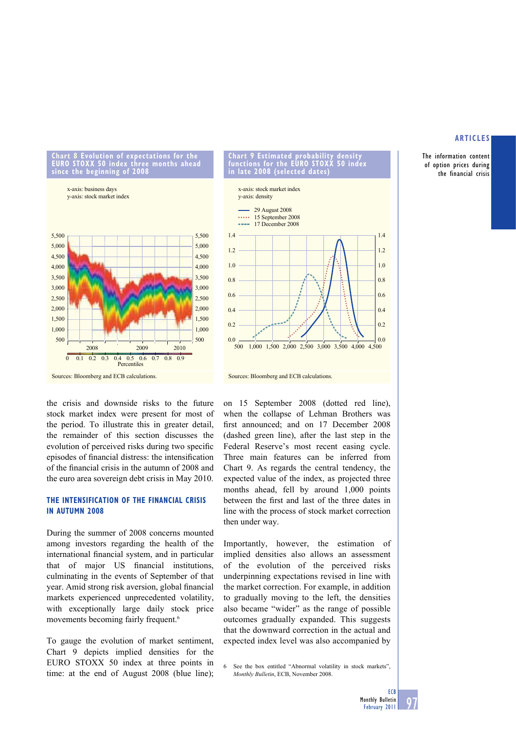**Chart 8 Evolution of expectations for the EURO STOXX 50 index three months ahead since the beginning of 2008**

x-axis: business days
y-axis: stock market index

Sources: Bloomberg and ECB calculations.

**Chart 9 Estimated probability density functions for the EURO STOXX 50 index in late 2008 (selected dates)**

x-axis: stock market index
y-axis: density

Sources: Bloomberg and ECB calculations.

the crisis and downside risks to the future stock market index were present for most of the period. To illustrate this in greater detail, the remainder of this section discusses the evolution of perceived risks during two specific episodes of financial distress: the intensification of the financial crisis in the autumn of 2008 and the euro area sovereign debt crisis in May 2010.

## THE INTENSIFICATION OF THE FINANCIAL CRISIS IN AUTUMN 2008

During the summer of 2008 concerns mounted among investors regarding the health of the international financial system, and in particular that of major US financial institutions, culminating in the events of September of that year. Amid strong risk aversion, global financial markets experienced unprecedented volatility, with exceptionally large daily stock price movements becoming fairly frequent.[6]

To gauge the evolution of market sentiment, Chart 9 depicts implied densities for the EURO STOXX 50 index at three points in time: at the end of August 2008 (blue line); on 15 September 2008 (dotted red line), when the collapse of Lehman Brothers was first announced; and on 17 December 2008 (dashed green line), after the last step in the Federal Reserve's most recent easing cycle. Three main features can be inferred from Chart 9. As regards the central tendency, the expected value of the index, as projected three months ahead, fell by around 1,000 points between the first and last of the three dates in line with the process of stock market correction then under way.

Importantly, however, the estimation of implied densities also allows an assessment of the evolution of the perceived risks underpinning expectations revised in line with the market correction. For example, in addition to gradually moving to the left, the densities also became "wider" as the range of possible outcomes gradually expanded. This suggests that the downward correction in the actual and expected index level was also accompanied by

6 See the box entitled "Abnormal volatility in stock markets", *Monthly Bulletin*, ECB, November 2008.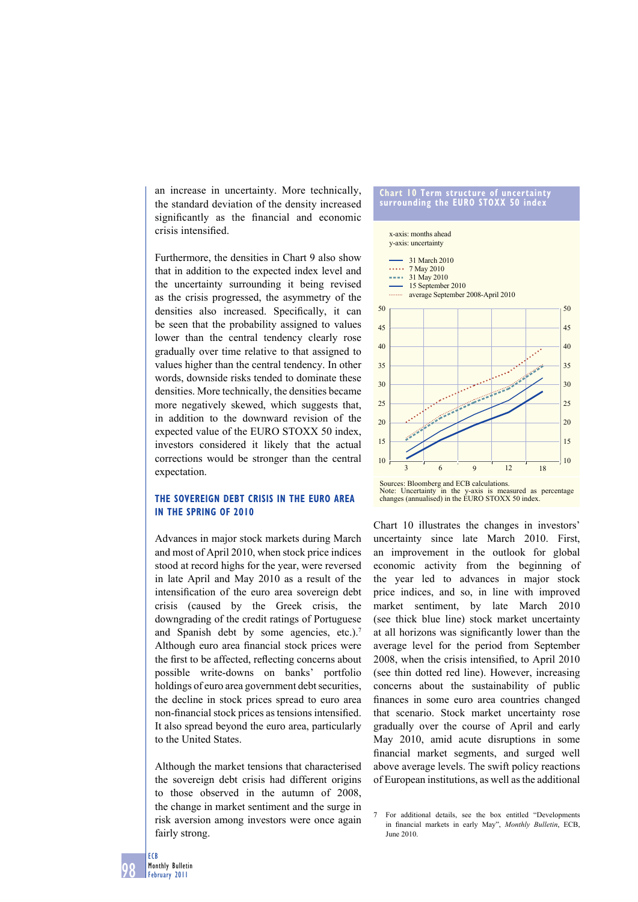an increase in uncertainty. More technically, the standard deviation of the density increased significantly as the financial and economic crisis intensified.

Furthermore, the densities in Chart 9 also show that in addition to the expected index level and the uncertainty surrounding it being revised as the crisis progressed, the asymmetry of the densities also increased. Specifically, it can be seen that the probability assigned to values lower than the central tendency clearly rose gradually over time relative to that assigned to values higher than the central tendency. In other words, downside risks tended to dominate these densities. More technically, the densities became more negatively skewed, which suggests that, in addition to the downward revision of the expected value of the EURO STOXX 50 index, investors considered it likely that the actual corrections would be stronger than the central expectation.

### THE SOVEREIGN DEBT CRISIS IN THE EURO AREA IN THE SPRING OF 2010

Advances in major stock markets during March and most of April 2010, when stock price indices stood at record highs for the year, were reversed in late April and May 2010 as a result of the intensification of the euro area sovereign debt crisis (caused by the Greek crisis, the downgrading of the credit ratings of Portuguese and Spanish debt by some agencies, etc.).[7] Although euro area financial stock prices were the first to be affected, reflecting concerns about possible write-downs on banks' portfolio holdings of euro area government debt securities, the decline in stock prices spread to euro area non-financial stock prices as tensions intensified. It also spread beyond the euro area, particularly to the United States.

Although the market tensions that characterised the sovereign debt crisis had different origins to those observed in the autumn of 2008, the change in market sentiment and the surge in risk aversion among investors were once again fairly strong.

**Chart 10 Term structure of uncertainty surrounding the EURO STOXX 50 index**

x-axis: months ahead
y-axis: uncertainty

- 31 March 2010
- 7 May 2010
- 31 May 2010
- 15 September 2010
- average September 2008-April 2010

Sources: Bloomberg and ECB calculations.
Note: Uncertainty in the y-axis is measured as percentage changes (annualised) in the EURO STOXX 50 index.

Chart 10 illustrates the changes in investors' uncertainty since late March 2010. First, an improvement in the outlook for global economic activity from the beginning of the year led to advances in major stock price indices, and so, in line with improved market sentiment, by late March 2010 (see thick blue line) stock market uncertainty at all horizons was significantly lower than the average level for the period from September 2008, when the crisis intensified, to April 2010 (see thin dotted red line). However, increasing concerns about the sustainability of public finances in some euro area countries changed that scenario. Stock market uncertainty rose gradually over the course of April and early May 2010, amid acute disruptions in some financial market segments, and surged well above average levels. The swift policy reactions of European institutions, as well as the additional

7 For additional details, see the box entitled "Developments in financial markets in early May", *Monthly Bulletin*, ECB, June 2010.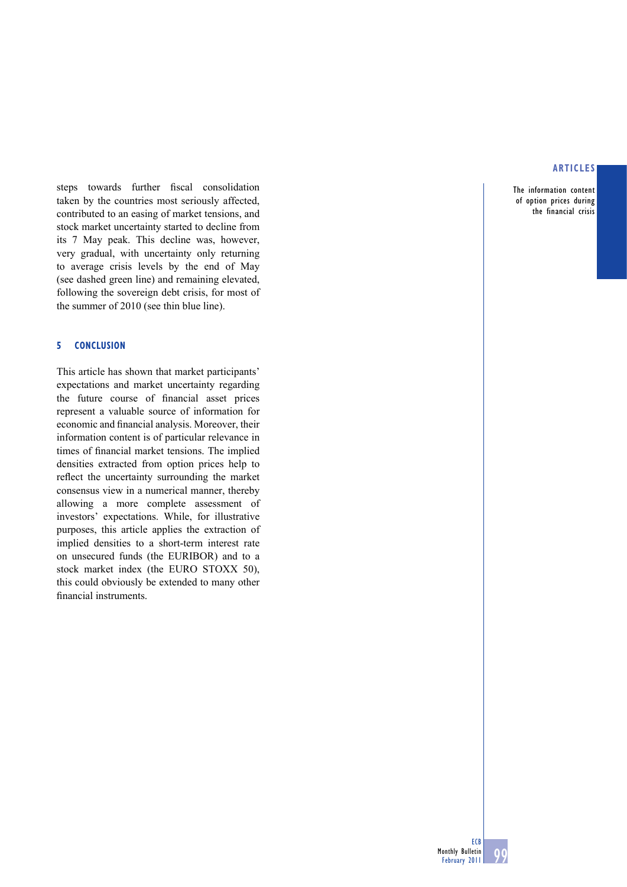steps towards further fiscal consolidation taken by the countries most seriously affected, contributed to an easing of market tensions, and stock market uncertainty started to decline from its 7 May peak. This decline was, however, very gradual, with uncertainty only returning to average crisis levels by the end of May (see dashed green line) and remaining elevated, following the sovereign debt crisis, for most of the summer of 2010 (see thin blue line).

## 5 CONCLUSION

This article has shown that market participants' expectations and market uncertainty regarding the future course of financial asset prices represent a valuable source of information for economic and financial analysis. Moreover, their information content is of particular relevance in times of financial market tensions. The implied densities extracted from option prices help to reflect the uncertainty surrounding the market consensus view in a numerical manner, thereby allowing a more complete assessment of investors' expectations. While, for illustrative purposes, this article applies the extraction of implied densities to a short-term interest rate on unsecured funds (the EURIBOR) and to a stock market index (the EURO STOXX 50), this could obviously be extended to many other financial instruments.